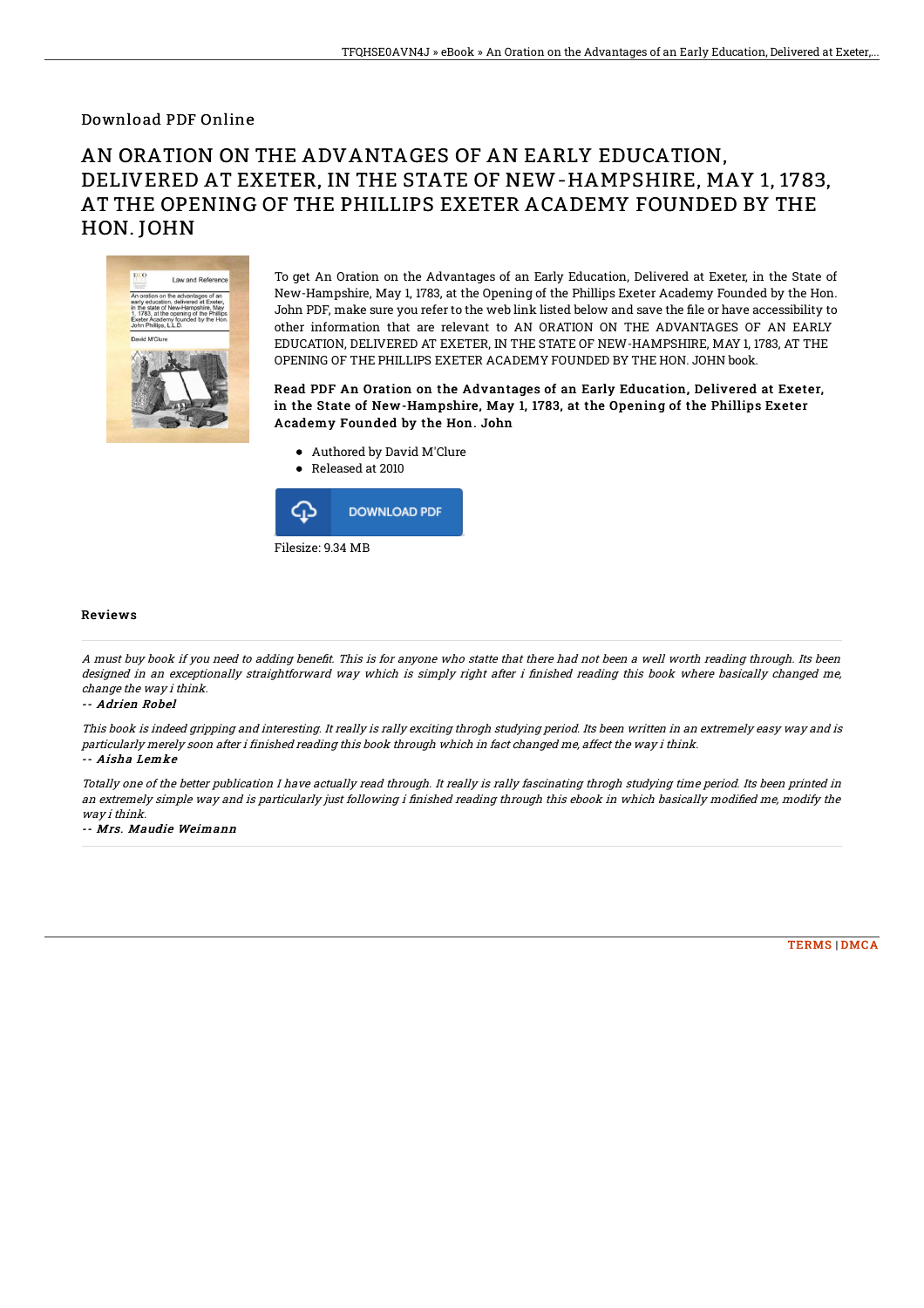Download PDF Online

# AN ORATION ON THE ADVANTAGES OF AN EARLY EDUCATION, DELIVERED AT EXETER, IN THE STATE OF NEW-HAMPSHIRE, MAY 1, 1783, AT THE OPENING OF THE PHILLIPS EXETER ACADEMY FOUNDED BY THE HON. JOHN

To get An Oration on the Advantages of an Early Education, Delivered at Exeter, in the State of New-Hampshire, May 1, 1783, at the Opening of the Phillips Exeter Academy Founded by the Hon. John PDF, make sure you refer to the web link listed below and save the file or have accessibility to other information that are relevant to AN ORATION ON THE ADVANTAGES OF AN EARLY EDUCATION, DELIVERED AT EXETER, IN THE STATE OF NEW-HAMPSHIRE, MAY 1, 1783, AT THE OPENING OF THE PHILLIPS EXETER ACADEMY FOUNDED BY THE HON. JOHN book.

**Read PDF An Oration on the Advantages of an Early Education, Delivered at Exeter, in the State of New-Hampshire, May 1, 1783, at the Opening of the Phillips Exeter Academy Founded by the Hon. John**

- Authored by David M'Clure
- Released at 2010

DOWNLOAD PDF

Filesize: 9.34 MB

## Reviews

*A must buy book if you need to adding benefit. This is for anyone who statte that there had not been a well worth reading through. Its been designed in an exceptionally straightforward way which is simply right after i finished reading this book where basically changed me, change the way i think.*

*-- Adrien Robel*

*This book is indeed gripping and interesting. It really is rally exciting throgh studying period. Its been written in an extremely easy way and is particularly merely soon after i finished reading this book through which in fact changed me, affect the way i think.*

*-- Aisha Lemke*

*Totally one of the better publication I have actually read through. It really is rally fascinating throgh studying time period. Its been printed in an extremely simple way and is particularly just following i finished reading through this ebook in which basically modified me, modify the way i think.*

*-- Mrs. Maudie Weimann*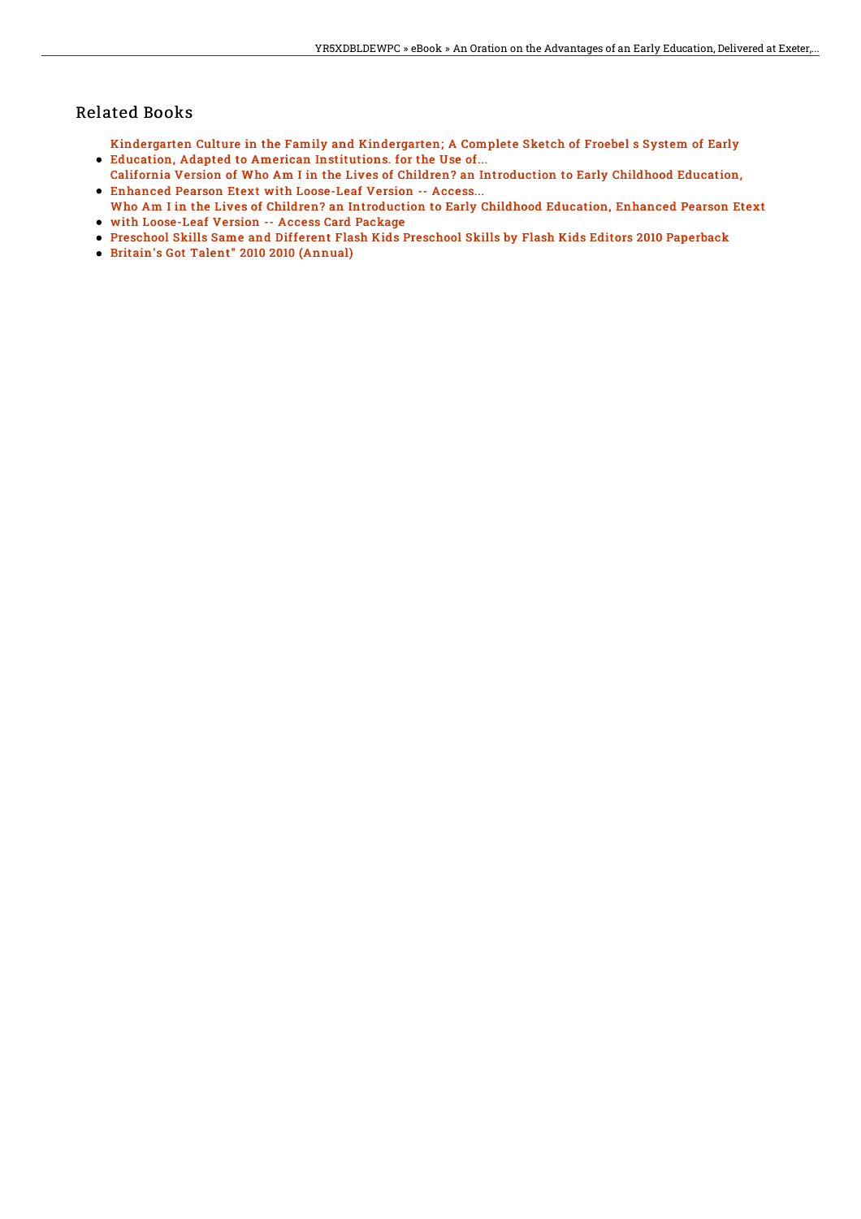## Related Books

- Kindergarten Culture in the Family and Kindergarten; A Complete Sketch of Froebel s System of Early Education, Adapted to American Institutions. for the Use of...
- California Version of Who Am I in the Lives of Children? an Introduction to Early Childhood Education, Enhanced Pearson Etext with Loose-Leaf Version -- Access...
- Who Am I in the Lives of Children? an Introduction to Early Childhood Education, Enhanced Pearson Etext with Loose-Leaf Version -- Access Card Package
- Preschool Skills Same and Different Flash Kids Preschool Skills by Flash Kids Editors 2010 Paperback
- Britain's Got Talent" 2010 2010 (Annual)